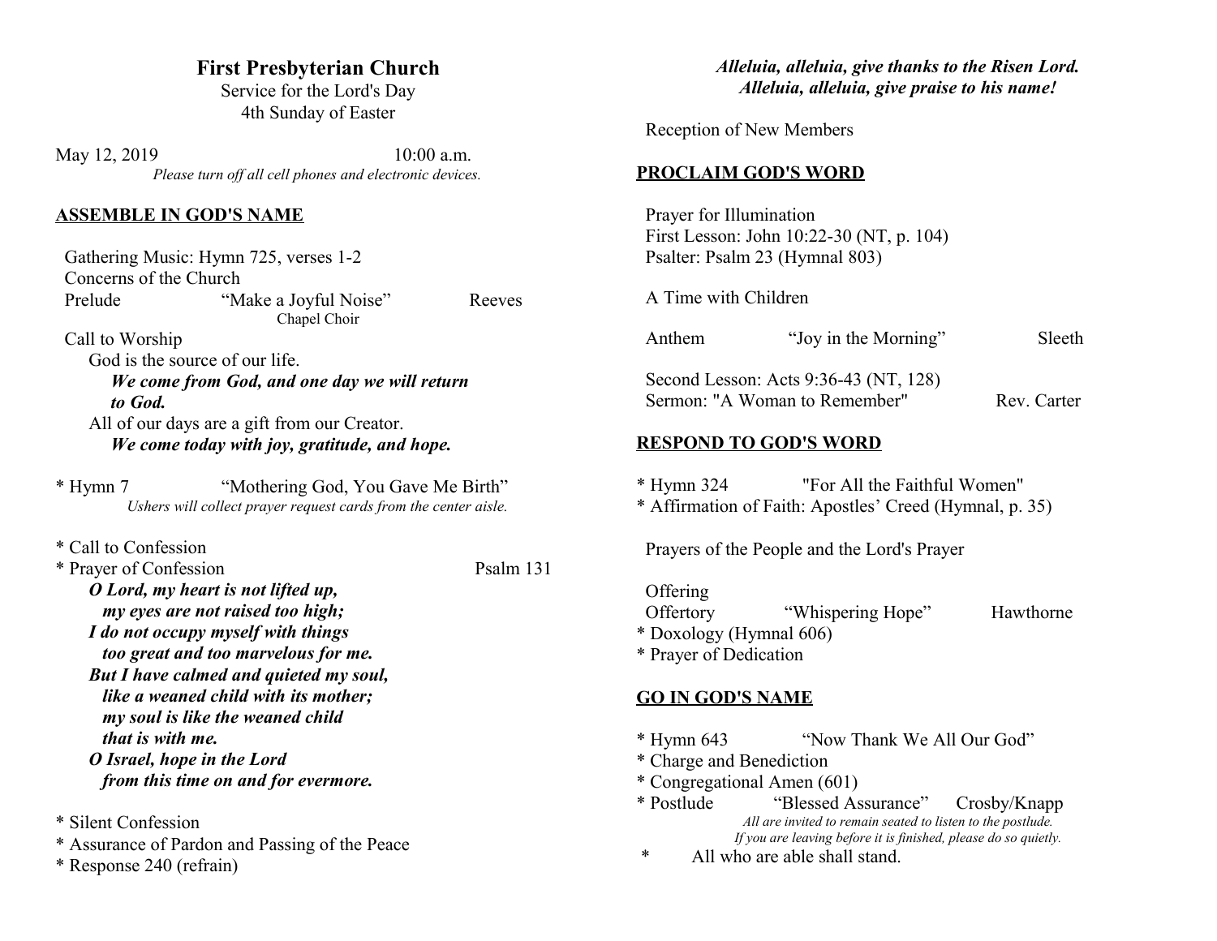# First Presbyterian Church

Service for the Lord's Day
4th Sunday of Easter

May 12, 2019 10:00 a.m.

*Please turn off all cell phones and electronic devices.*

## ASSEMBLE IN GOD'S NAME

Gathering Music: Hymn 725, verses 1-2
Concerns of the Church
Prelude “Make a Joyful Noise” Reeves
Chapel Choir

Call to Worship
God is the source of our life.
***We come from God, and one day we will return to God.***
All of our days are a gift from our Creator.
***We come today with joy, gratitude, and hope.***

* Hymn 7 “Mothering God, You Gave Me Birth”
*Ushers will collect prayer request cards from the center aisle.*

* Call to Confession
* Prayer of Confession Psalm 131

***O Lord, my heart is not lifted up,***
***my eyes are not raised too high;***
***I do not occupy myself with things***
***too great and too marvelous for me.***
***But I have calmed and quieted my soul,***
***like a weaned child with its mother;***
***my soul is like the weaned child***
***that is with me.***
***O Israel, hope in the Lord***
***from this time on and for evermore.***

* Silent Confession
* Assurance of Pardon and Passing of the Peace
* Response 240 (refrain)

***Alleluia, alleluia, give thanks to the Risen Lord.***
***Alleluia, alleluia, give praise to his name!***

Reception of New Members

## PROCLAIM GOD'S WORD

Prayer for Illumination
First Lesson: John 10:22-30 (NT, p. 104)
Psalter: Psalm 23 (Hymnal 803)

A Time with Children

Anthem “Joy in the Morning” Sleeth

Second Lesson: Acts 9:36-43 (NT, 128)
Sermon: "A Woman to Remember" Rev. Carter

## RESPOND TO GOD'S WORD

* Hymn 324 "For All the Faithful Women"
* Affirmation of Faith: Apostles’ Creed (Hymnal, p. 35)

Prayers of the People and the Lord's Prayer

Offering
Offertory “Whispering Hope” Hawthorne
* Doxology (Hymnal 606)
* Prayer of Dedication

## GO IN GOD'S NAME

* Hymn 643 “Now Thank We All Our God”
* Charge and Benediction
* Congregational Amen (601)
* Postlude “Blessed Assurance” Crosby/Knapp

*All are invited to remain seated to listen to the postlude.*
*If you are leaving before it is finished, please do so quietly.*

* All who are able shall stand.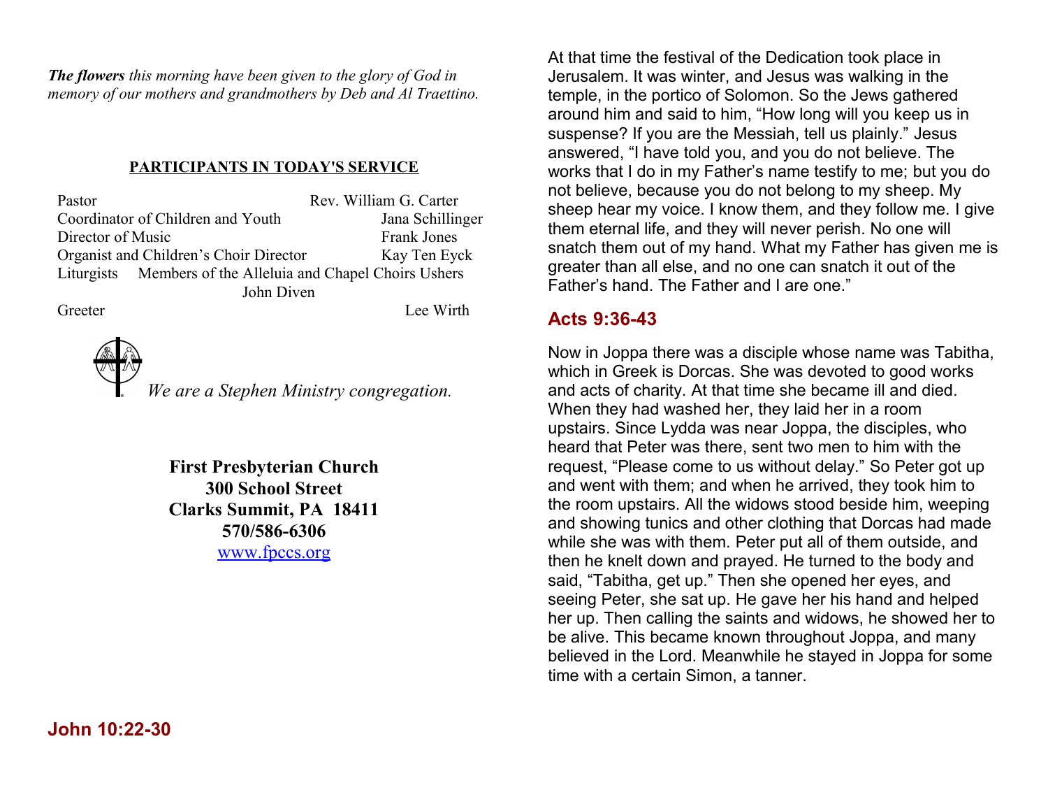***The flowers*** *this morning have been given to the glory of God in memory of our mothers and grandmothers by Deb and Al Traettino.*

**PARTICIPANTS IN TODAY'S SERVICE**

| | |
|---|---|
| Pastor | Rev. William G. Carter |
| Coordinator of Children and Youth | Jana Schillinger |
| Director of Music | Frank Jones |
| Organist and Children's Choir Director | Kay Ten Eyck |
| Liturgists | Members of the Alleluia and Chapel Choirs |
| Ushers | John Diven |
| Greeter | Lee Wirth |

*We are a Stephen Ministry congregation.*

**First Presbyterian Church**
**300 School Street**
**Clarks Summit, PA 18411**
**570/586-6306**
[www.fpccs.org](http://www.fpccs.org)

## John 10:22-30

At that time the festival of the Dedication took place in Jerusalem. It was winter, and Jesus was walking in the temple, in the portico of Solomon. So the Jews gathered around him and said to him, "How long will you keep us in suspense? If you are the Messiah, tell us plainly." Jesus answered, "I have told you, and you do not believe. The works that I do in my Father's name testify to me; but you do not believe, because you do not belong to my sheep. My sheep hear my voice. I know them, and they follow me. I give them eternal life, and they will never perish. No one will snatch them out of my hand. What my Father has given me is greater than all else, and no one can snatch it out of the Father's hand. The Father and I are one."

## Acts 9:36-43

Now in Joppa there was a disciple whose name was Tabitha, which in Greek is Dorcas. She was devoted to good works and acts of charity. At that time she became ill and died. When they had washed her, they laid her in a room upstairs. Since Lydda was near Joppa, the disciples, who heard that Peter was there, sent two men to him with the request, "Please come to us without delay." So Peter got up and went with them; and when he arrived, they took him to the room upstairs. All the widows stood beside him, weeping and showing tunics and other clothing that Dorcas had made while she was with them. Peter put all of them outside, and then he knelt down and prayed. He turned to the body and said, "Tabitha, get up." Then she opened her eyes, and seeing Peter, she sat up. He gave her his hand and helped her up. Then calling the saints and widows, he showed her to be alive. This became known throughout Joppa, and many believed in the Lord. Meanwhile he stayed in Joppa for some time with a certain Simon, a tanner.